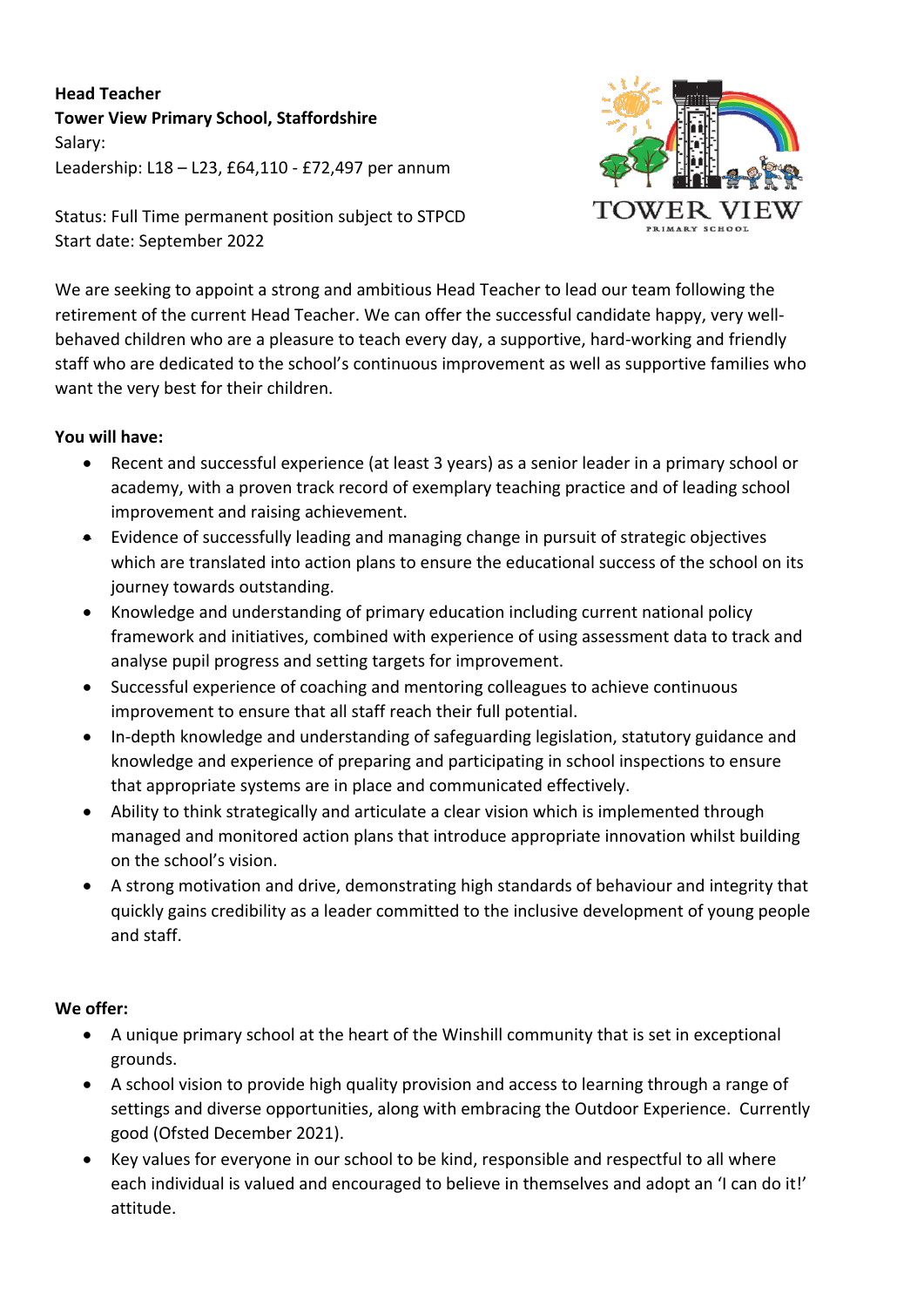**Head Teacher**
**Tower View Primary School, Staffordshire**
Salary:
Leadership: L18 – L23, £64,110 - £72,497 per annum

Status: Full Time permanent position subject to STPCD
Start date: September 2022

We are seeking to appoint a strong and ambitious Head Teacher to lead our team following the retirement of the current Head Teacher. We can offer the successful candidate happy, very well-behaved children who are a pleasure to teach every day, a supportive, hard-working and friendly staff who are dedicated to the school's continuous improvement as well as supportive families who want the very best for their children.

**You will have:**

- Recent and successful experience (at least 3 years) as a senior leader in a primary school or academy, with a proven track record of exemplary teaching practice and of leading school improvement and raising achievement.
- Evidence of successfully leading and managing change in pursuit of strategic objectives which are translated into action plans to ensure the educational success of the school on its journey towards outstanding.
- Knowledge and understanding of primary education including current national policy framework and initiatives, combined with experience of using assessment data to track and analyse pupil progress and setting targets for improvement.
- Successful experience of coaching and mentoring colleagues to achieve continuous improvement to ensure that all staff reach their full potential.
- In-depth knowledge and understanding of safeguarding legislation, statutory guidance and knowledge and experience of preparing and participating in school inspections to ensure that appropriate systems are in place and communicated effectively.
- Ability to think strategically and articulate a clear vision which is implemented through managed and monitored action plans that introduce appropriate innovation whilst building on the school's vision.
- A strong motivation and drive, demonstrating high standards of behaviour and integrity that quickly gains credibility as a leader committed to the inclusive development of young people and staff.

**We offer:**

- A unique primary school at the heart of the Winshill community that is set in exceptional grounds.
- A school vision to provide high quality provision and access to learning through a range of settings and diverse opportunities, along with embracing the Outdoor Experience. Currently good (Ofsted December 2021).
- Key values for everyone in our school to be kind, responsible and respectful to all where each individual is valued and encouraged to believe in themselves and adopt an 'I can do it!' attitude.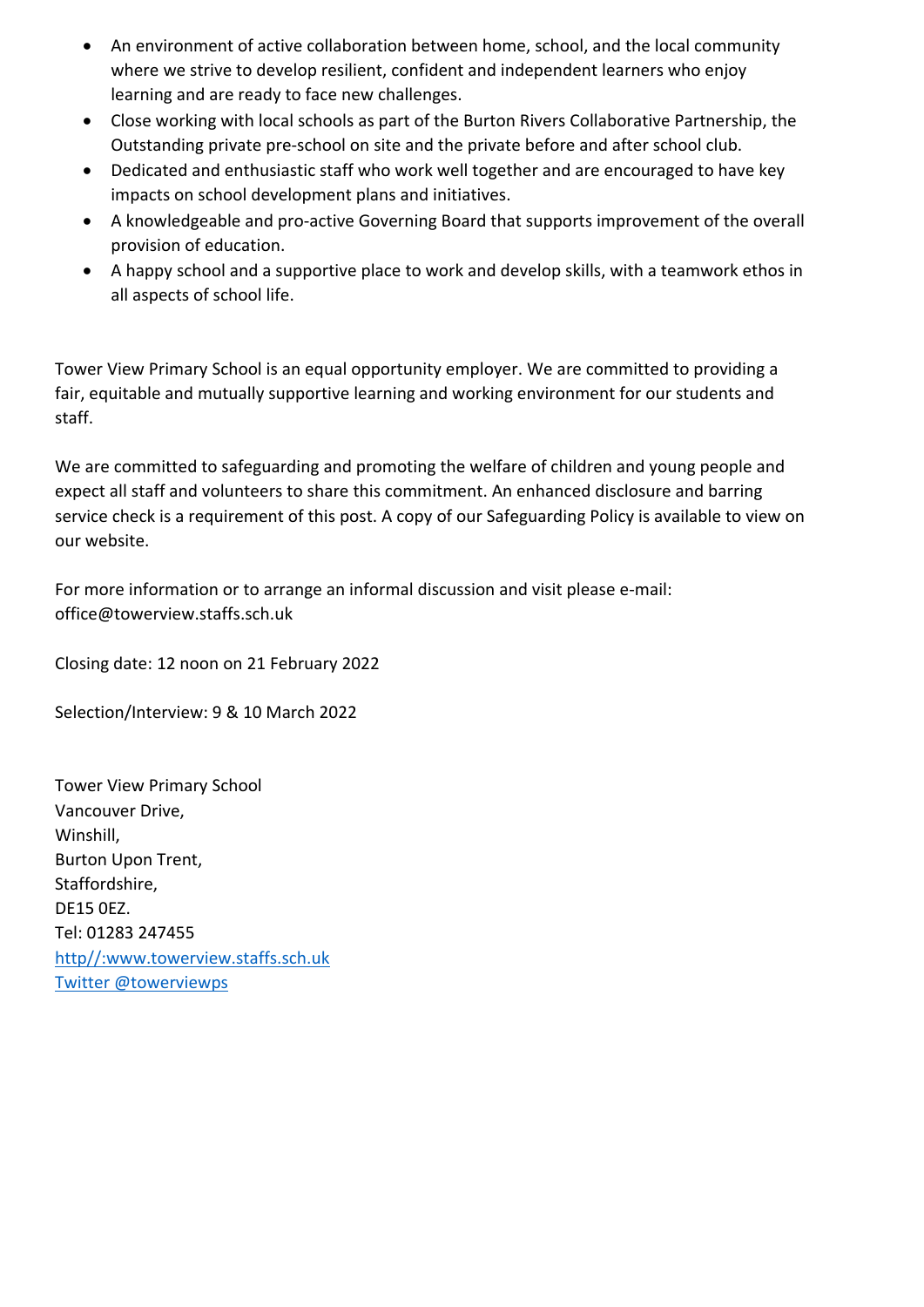- An environment of active collaboration between home, school, and the local community where we strive to develop resilient, confident and independent learners who enjoy learning and are ready to face new challenges.
- Close working with local schools as part of the Burton Rivers Collaborative Partnership, the Outstanding private pre-school on site and the private before and after school club.
- Dedicated and enthusiastic staff who work well together and are encouraged to have key impacts on school development plans and initiatives.
- A knowledgeable and pro-active Governing Board that supports improvement of the overall provision of education.
- A happy school and a supportive place to work and develop skills, with a teamwork ethos in all aspects of school life.

Tower View Primary School is an equal opportunity employer. We are committed to providing a fair, equitable and mutually supportive learning and working environment for our students and staff.

We are committed to safeguarding and promoting the welfare of children and young people and expect all staff and volunteers to share this commitment. An enhanced disclosure and barring service check is a requirement of this post. A copy of our Safeguarding Policy is available to view on our website.

For more information or to arrange an informal discussion and visit please e-mail: office@towerview.staffs.sch.uk

Closing date: 12 noon on 21 February 2022

Selection/Interview: 9 & 10 March 2022

Tower View Primary School
Vancouver Drive,
Winshill,
Burton Upon Trent,
Staffordshire,
DE15 0EZ.
Tel: 01283 247455
http//:www.towerview.staffs.sch.uk
Twitter @towerviewps